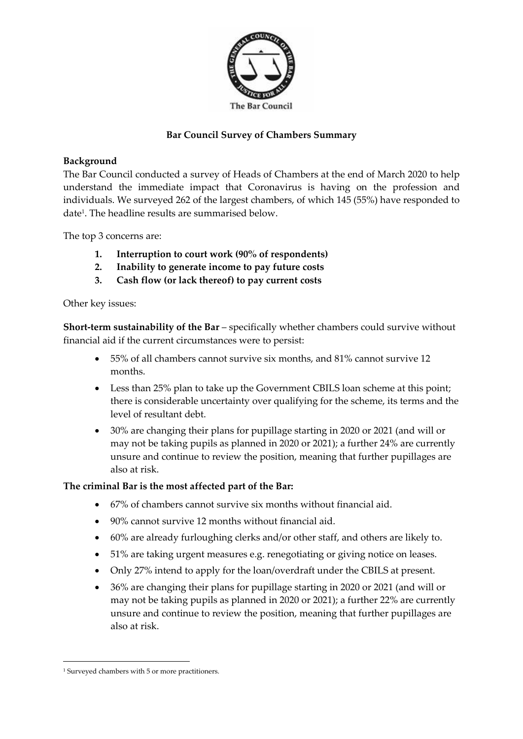The Bar Council

# Bar Council Survey of Chambers Summary

**Background**

The Bar Council conducted a survey of Heads of Chambers at the end of March 2020 to help understand the immediate impact that Coronavirus is having on the profession and individuals. We surveyed 262 of the largest chambers, of which 145 (55%) have responded to date[1]. The headline results are summarised below.

The top 3 concerns are:

1. **Interruption to court work (90% of respondents)**
2. **Inability to generate income to pay future costs**
3. **Cash flow (or lack thereof) to pay current costs**

Other key issues:

**Short-term sustainability of the Bar** – specifically whether chambers could survive without financial aid if the current circumstances were to persist:

- 55% of all chambers cannot survive six months, and 81% cannot survive 12 months.
- Less than 25% plan to take up the Government CBILS loan scheme at this point; there is considerable uncertainty over qualifying for the scheme, its terms and the level of resultant debt.
- 30% are changing their plans for pupillage starting in 2020 or 2021 (and will or may not be taking pupils as planned in 2020 or 2021); a further 24% are currently unsure and continue to review the position, meaning that further pupillages are also at risk.

**The criminal Bar is the most affected part of the Bar:**

- 67% of chambers cannot survive six months without financial aid.
- 90% cannot survive 12 months without financial aid.
- 60% are already furloughing clerks and/or other staff, and others are likely to.
- 51% are taking urgent measures e.g. renegotiating or giving notice on leases.
- Only 27% intend to apply for the loan/overdraft under the CBILS at present.
- 36% are changing their plans for pupillage starting in 2020 or 2021 (and will or may not be taking pupils as planned in 2020 or 2021); a further 22% are currently unsure and continue to review the position, meaning that further pupillages are also at risk.

---

[1] Surveyed chambers with 5 or more practitioners.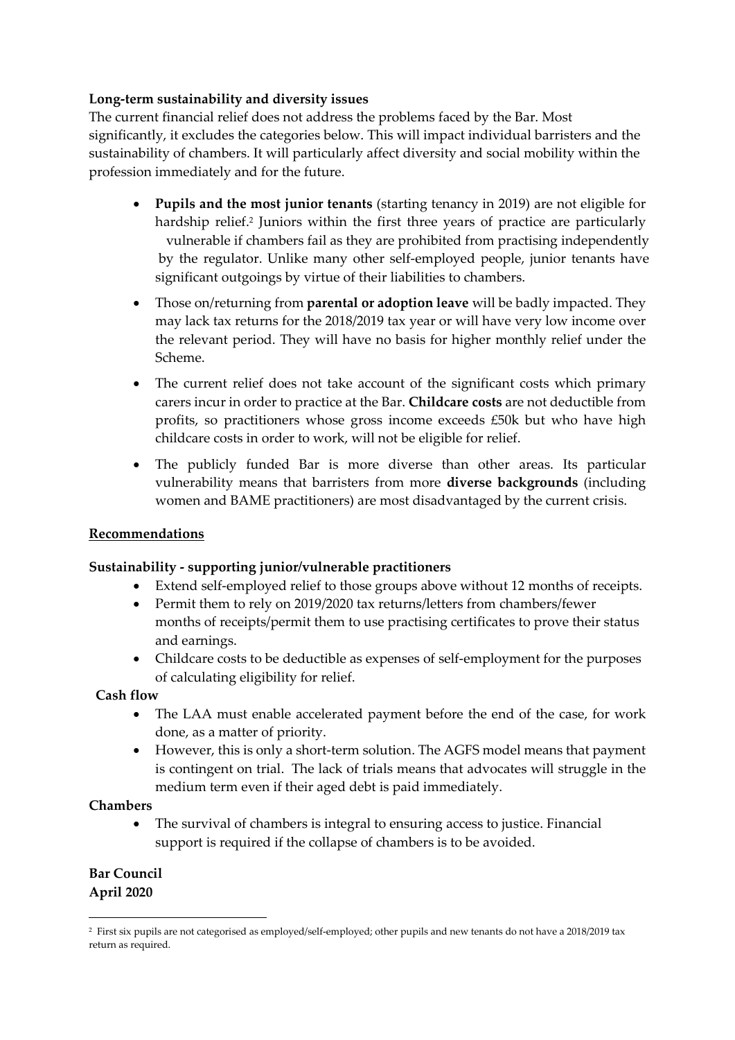**Long-term sustainability and diversity issues**

The current financial relief does not address the problems faced by the Bar. Most significantly, it excludes the categories below. This will impact individual barristers and the sustainability of chambers. It will particularly affect diversity and social mobility within the profession immediately and for the future.

- **Pupils and the most junior tenants** (starting tenancy in 2019) are not eligible for hardship relief.[2] Juniors within the first three years of practice are particularly vulnerable if chambers fail as they are prohibited from practising independently by the regulator. Unlike many other self-employed people, junior tenants have significant outgoings by virtue of their liabilities to chambers.
- Those on/returning from **parental or adoption leave** will be badly impacted. They may lack tax returns for the 2018/2019 tax year or will have very low income over the relevant period. They will have no basis for higher monthly relief under the Scheme.
- The current relief does not take account of the significant costs which primary carers incur in order to practice at the Bar. **Childcare costs** are not deductible from profits, so practitioners whose gross income exceeds £50k but who have high childcare costs in order to work, will not be eligible for relief.
- The publicly funded Bar is more diverse than other areas. Its particular vulnerability means that barristers from more **diverse backgrounds** (including women and BAME practitioners) are most disadvantaged by the current crisis.

**Recommendations**

**Sustainability - supporting junior/vulnerable practitioners**

- Extend self-employed relief to those groups above without 12 months of receipts.
- Permit them to rely on 2019/2020 tax returns/letters from chambers/fewer months of receipts/permit them to use practising certificates to prove their status and earnings.
- Childcare costs to be deductible as expenses of self-employment for the purposes of calculating eligibility for relief.

**Cash flow**

- The LAA must enable accelerated payment before the end of the case, for work done, as a matter of priority.
- However, this is only a short-term solution. The AGFS model means that payment is contingent on trial. The lack of trials means that advocates will struggle in the medium term even if their aged debt is paid immediately.

**Chambers**

- The survival of chambers is integral to ensuring access to justice. Financial support is required if the collapse of chambers is to be avoided.

**Bar Council**
**April 2020**

---

[2] First six pupils are not categorised as employed/self-employed; other pupils and new tenants do not have a 2018/2019 tax return as required.